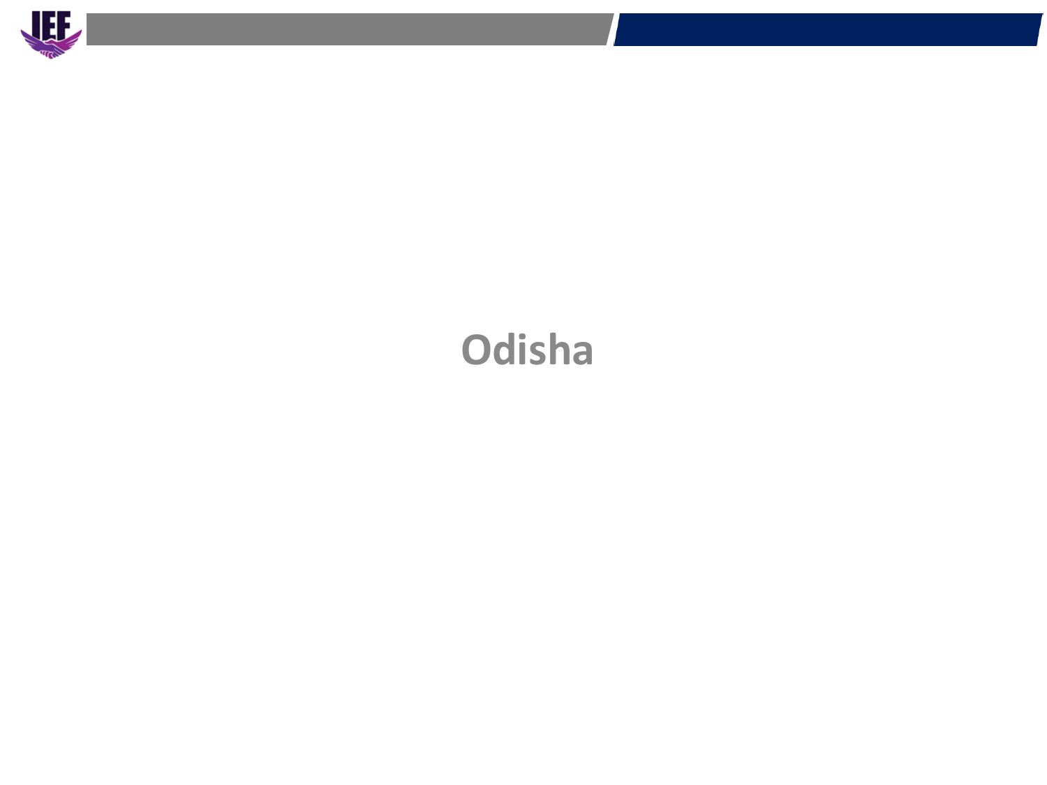# Odisha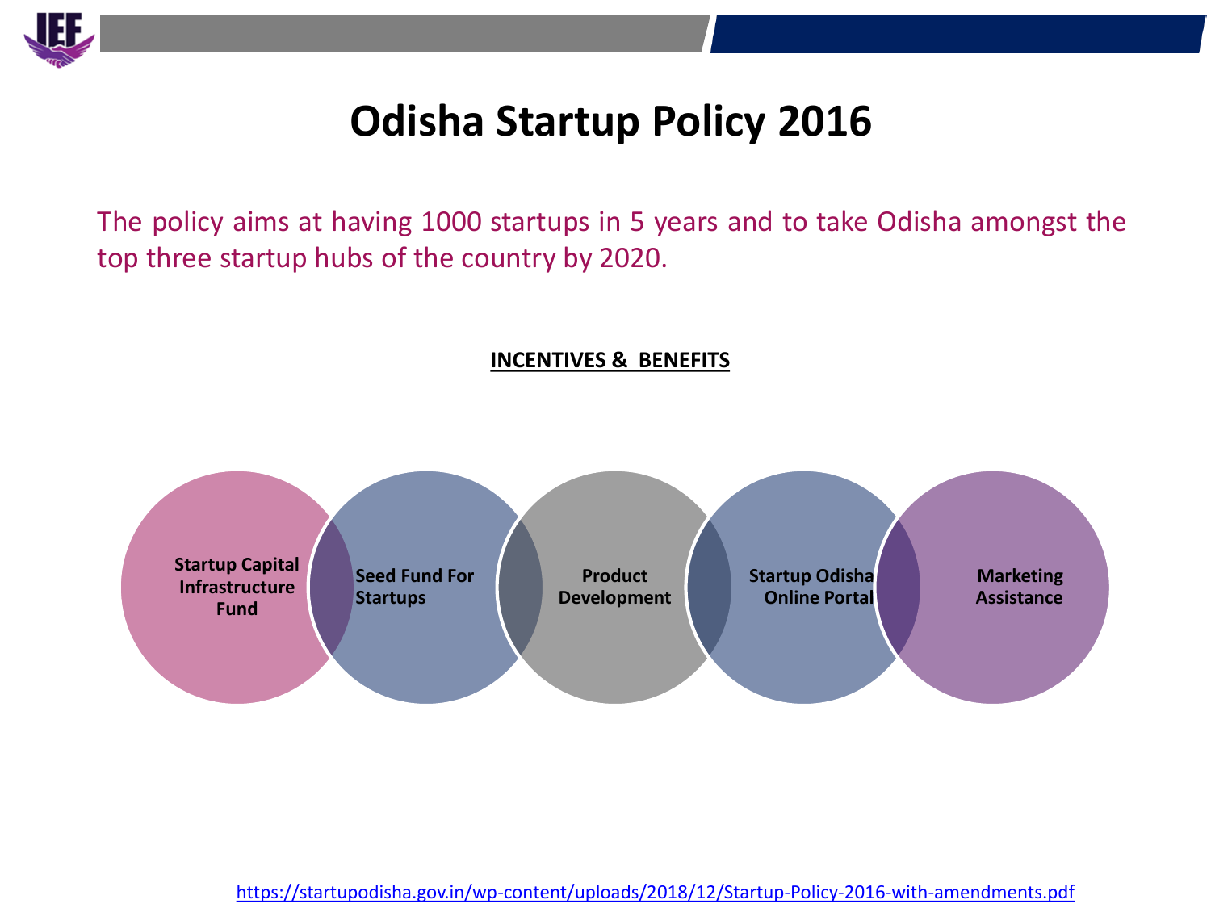# Odisha Startup Policy 2016

The policy aims at having 1000 startups in 5 years and to take Odisha amongst the top three startup hubs of the country by 2020.

**INCENTIVES & BENEFITS**

- **Startup Capital Infrastructure Fund**
- **Seed Fund For Startups**
- **Product Development**
- **Startup Odisha Online Portal**
- **Marketing Assistance**

https://startupodisha.gov.in/wp-content/uploads/2018/12/Startup-Policy-2016-with-amendments.pdf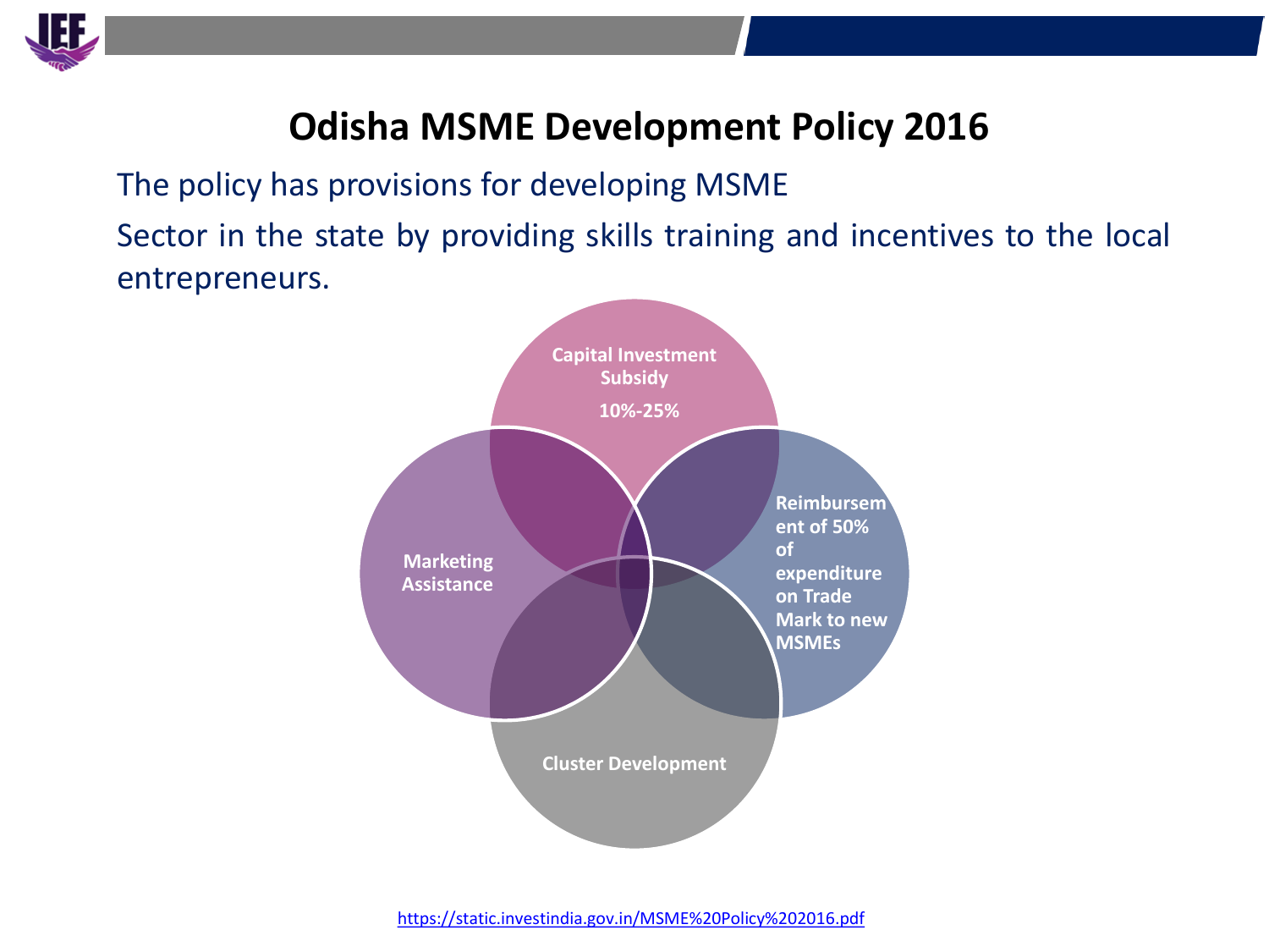# Odisha MSME Development Policy 2016

The policy has provisions for developing MSME

Sector in the state by providing skills training and incentives to the local entrepreneurs.

- **Capital Investment Subsidy 10%-25%**
- **Reimbursement of 50% of expenditure on Trade Mark to new MSMEs**
- **Cluster Development**
- **Marketing Assistance**

https://static.investindia.gov.in/MSME%20Policy%202016.pdf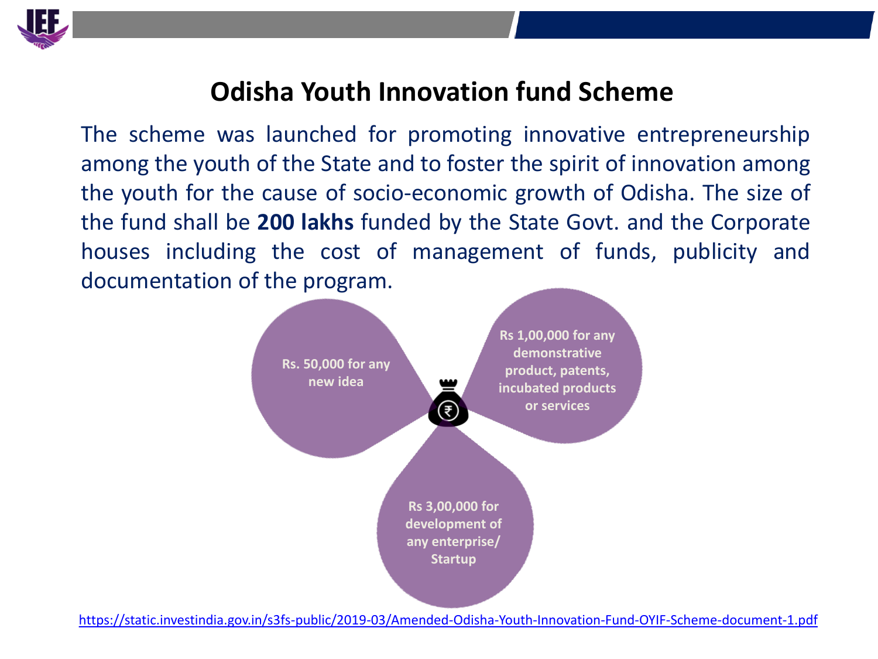# Odisha Youth Innovation fund Scheme

The scheme was launched for promoting innovative entrepreneurship among the youth of the State and to foster the spirit of innovation among the youth for the cause of socio-economic growth of Odisha. The size of the fund shall be **200 lakhs** funded by the State Govt. and the Corporate houses including the cost of management of funds, publicity and documentation of the program.

- Rs. 50,000 for any new idea
- Rs 1,00,000 for any demonstrative product, patents, incubated products or services
- Rs 3,00,000 for development of any enterprise/ Startup

https://static.investindia.gov.in/s3fs-public/2019-03/Amended-Odisha-Youth-Innovation-Fund-OYIF-Scheme-document-1.pdf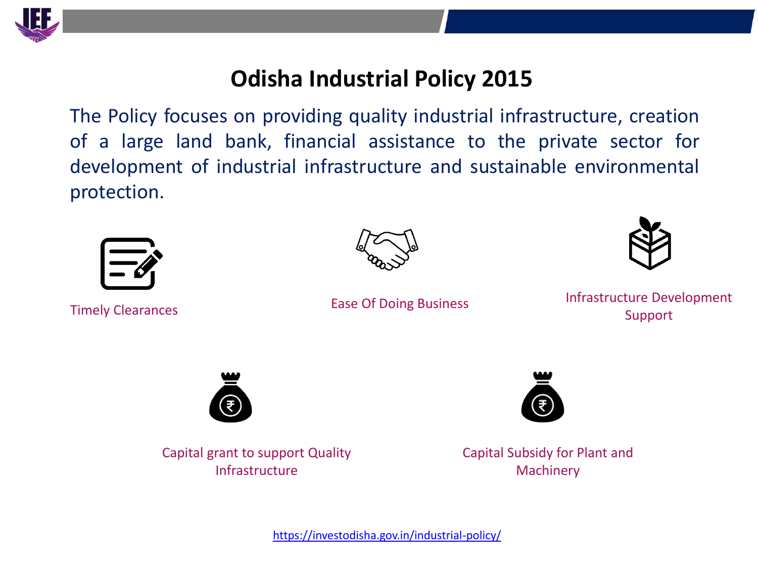# Odisha Industrial Policy 2015

The Policy focuses on providing quality industrial infrastructure, creation of a large land bank, financial assistance to the private sector for development of industrial infrastructure and sustainable environmental protection.

- Timely Clearances
- Ease Of Doing Business
- Infrastructure Development Support
- Capital grant to support Quality Infrastructure
- Capital Subsidy for Plant and Machinery

https://investodisha.gov.in/industrial-policy/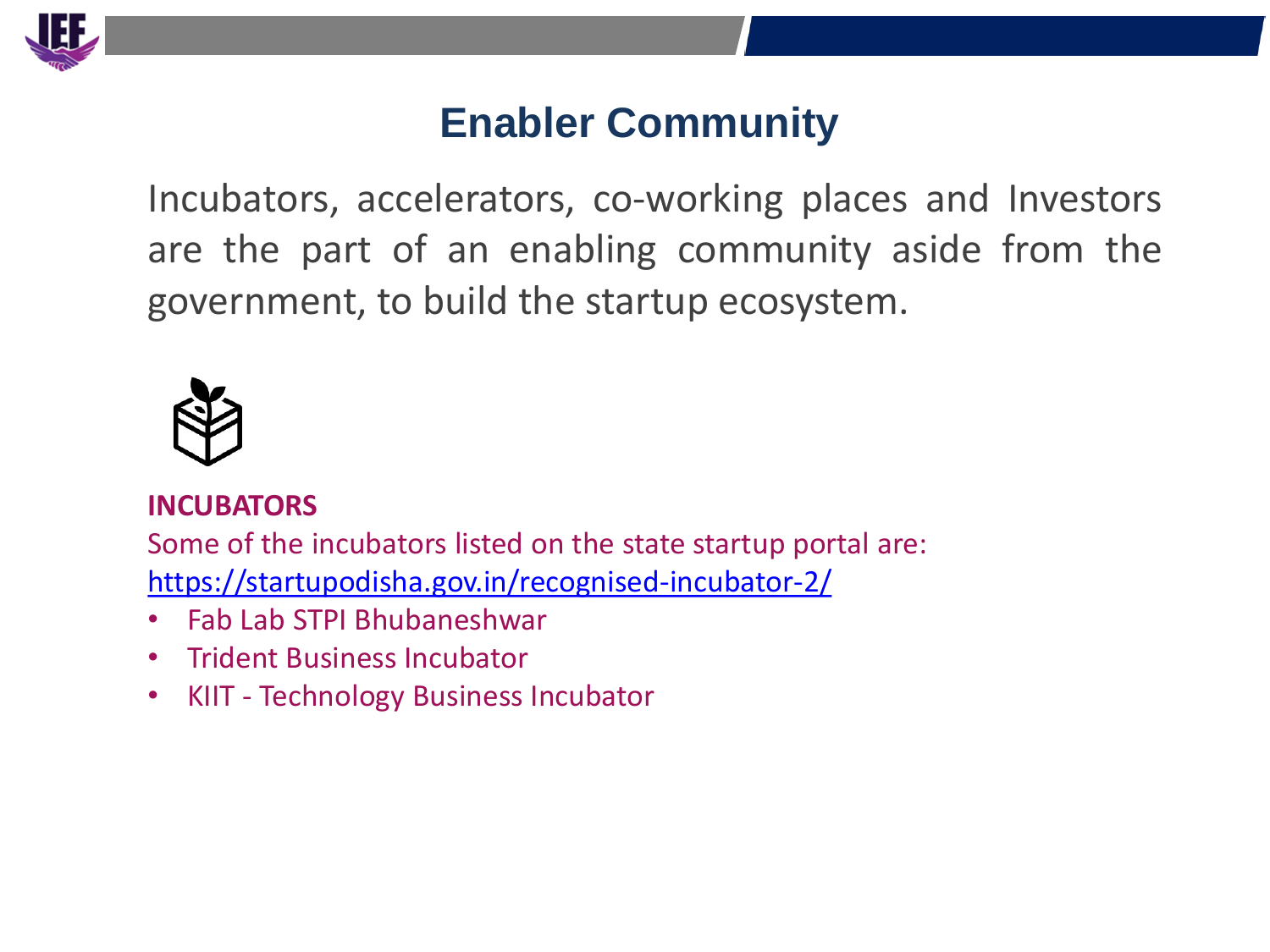# Enabler Community

Incubators, accelerators, co-working places and Investors are the part of an enabling community aside from the government, to build the startup ecosystem.

**INCUBATORS**

Some of the incubators listed on the state startup portal are:
https://startupodisha.gov.in/recognised-incubator-2/

- Fab Lab STPI Bhubaneshwar
- Trident Business Incubator
- KIIT - Technology Business Incubator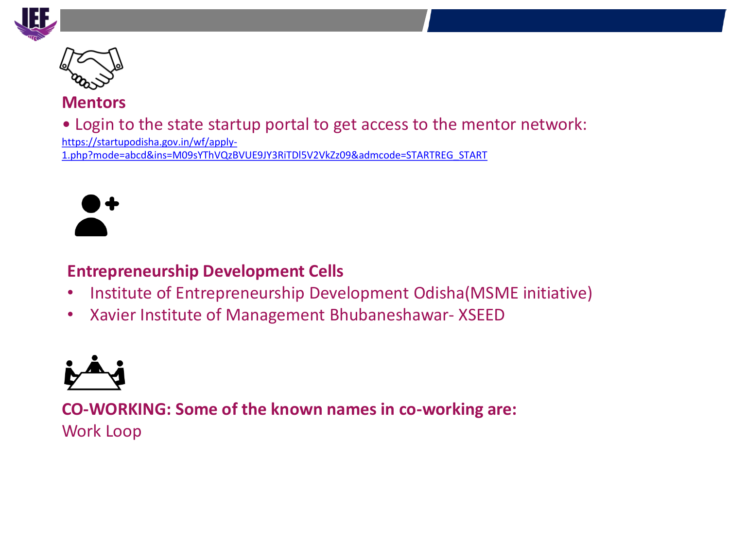## Mentors

- Login to the state startup portal to get access to the mentor network: https://startupodisha.gov.in/wf/apply-1.php?mode=abcd&ins=M09sYThVQzBVUE9JY3RiTDl5V2VkZz09&admcode=STARTREG_START

## Entrepreneurship Development Cells

- Institute of Entrepreneurship Development Odisha(MSME initiative)
- Xavier Institute of Management Bhubaneshawar- XSEED

## CO-WORKING: Some of the known names in co-working are:

Work Loop